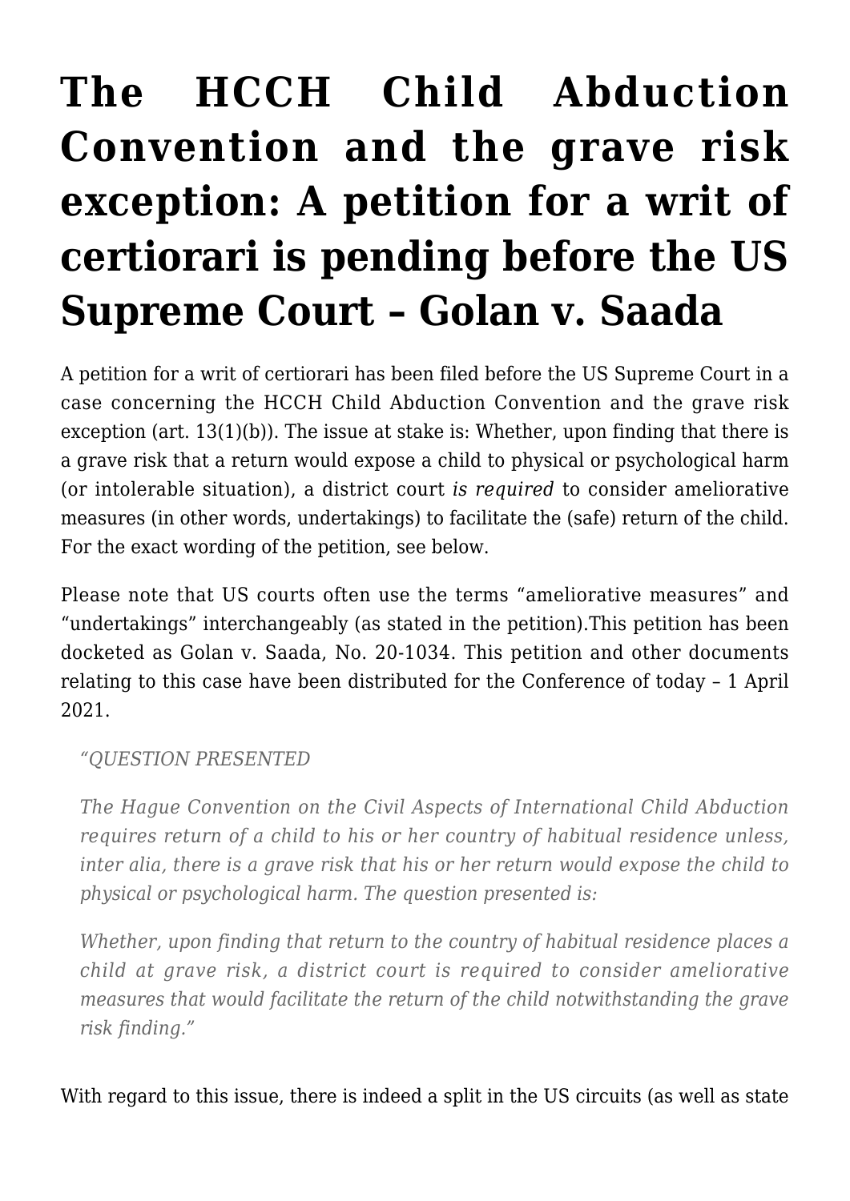# The HCCH Child Abduction Convention and the grave risk exception: A petition for a writ of certiorari is pending before the US Supreme Court – Golan v. Saada

A petition for a writ of certiorari has been filed before the US Supreme Court in a case concerning the HCCH Child Abduction Convention and the grave risk exception (art. 13(1)(b)). The issue at stake is: Whether, upon finding that there is a grave risk that a return would expose a child to physical or psychological harm (or intolerable situation), a district court *is required* to consider ameliorative measures (in other words, undertakings) to facilitate the (safe) return of the child. For the exact wording of the petition, see below.

Please note that US courts often use the terms "ameliorative measures" and "undertakings" interchangeably (as stated in the petition).This petition has been docketed as Golan v. Saada, No. 20-1034. This petition and other documents relating to this case have been distributed for the Conference of today – 1 April 2021.

> *"QUESTION PRESENTED*
>
> *The Hague Convention on the Civil Aspects of International Child Abduction requires return of a child to his or her country of habitual residence unless, inter alia, there is a grave risk that his or her return would expose the child to physical or psychological harm. The question presented is:*
>
> *Whether, upon finding that return to the country of habitual residence places a child at grave risk, a district court is required to consider ameliorative measures that would facilitate the return of the child notwithstanding the grave risk finding."*

With regard to this issue, there is indeed a split in the US circuits (as well as state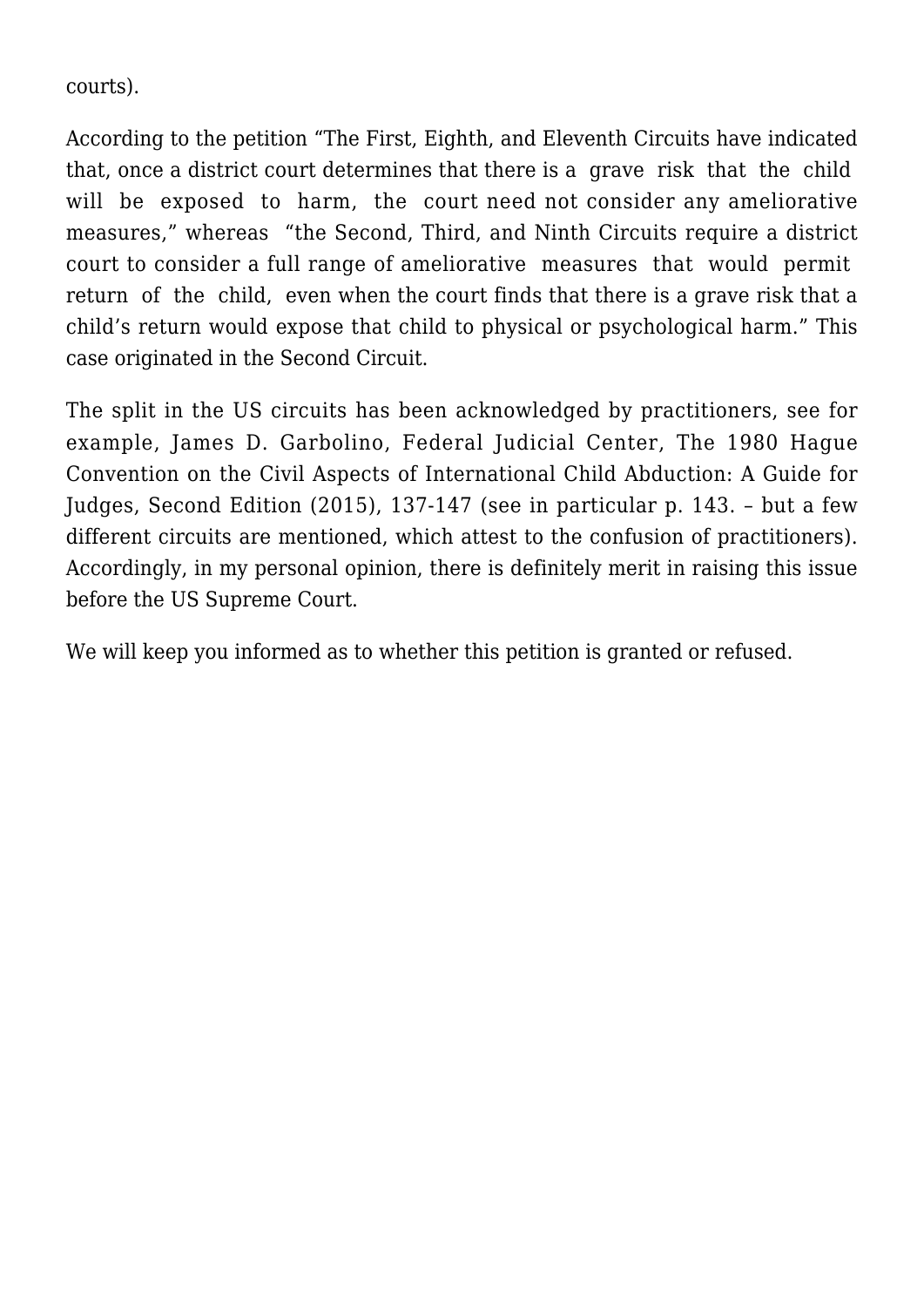courts).

According to the petition "The First, Eighth, and Eleventh Circuits have indicated that, once a district court determines that there is a grave risk that the child will be exposed to harm, the court need not consider any ameliorative measures," whereas "the Second, Third, and Ninth Circuits require a district court to consider a full range of ameliorative measures that would permit return of the child, even when the court finds that there is a grave risk that a child's return would expose that child to physical or psychological harm." This case originated in the Second Circuit.

The split in the US circuits has been acknowledged by practitioners, see for example, James D. Garbolino, Federal Judicial Center, The 1980 Hague Convention on the Civil Aspects of International Child Abduction: A Guide for Judges, Second Edition (2015), 137-147 (see in particular p. 143. – but a few different circuits are mentioned, which attest to the confusion of practitioners). Accordingly, in my personal opinion, there is definitely merit in raising this issue before the US Supreme Court.

We will keep you informed as to whether this petition is granted or refused.